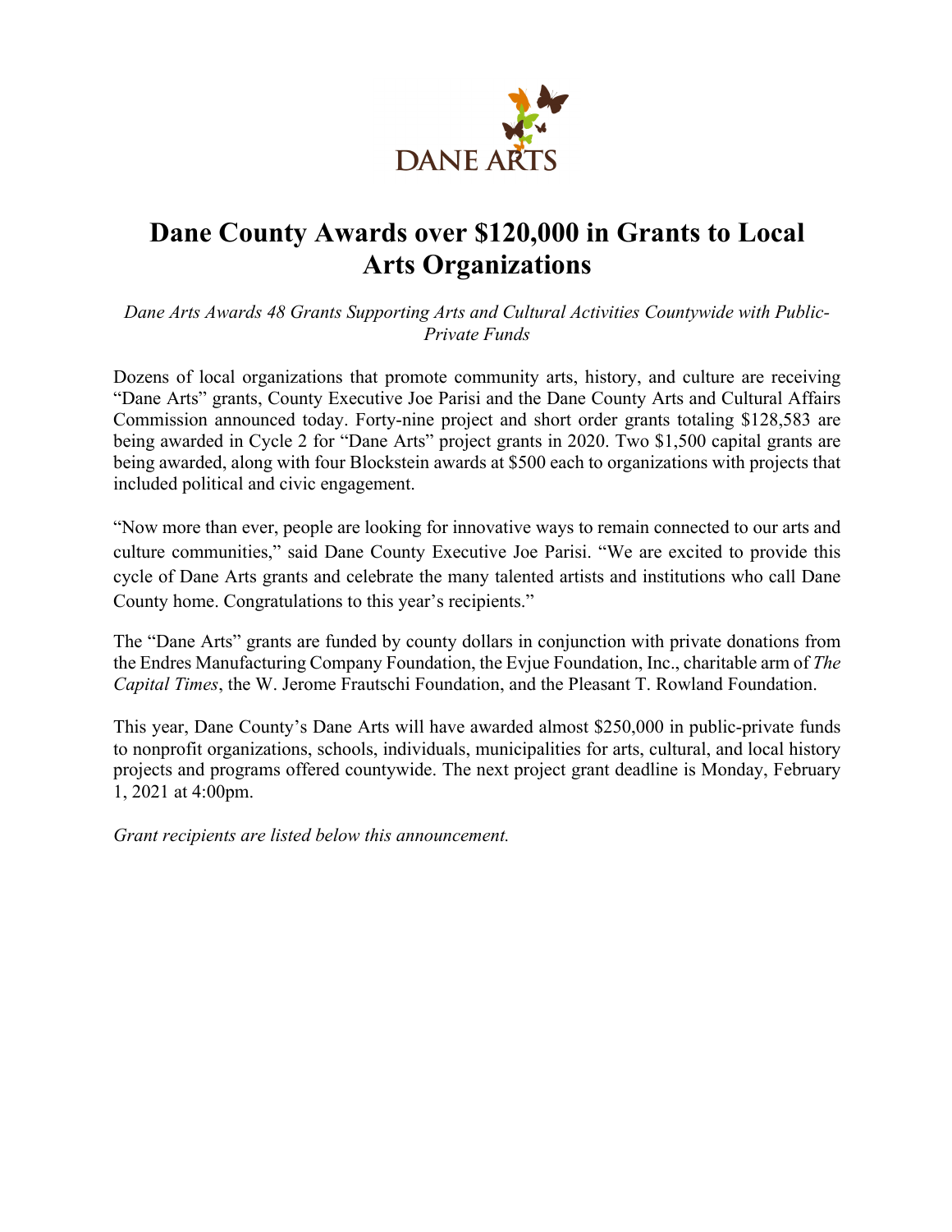DANE ARTS

# Dane County Awards over $120,000 in Grants to Local Arts Organizations

*Dane Arts Awards 48 Grants Supporting Arts and Cultural Activities Countywide with Public-Private Funds*

Dozens of local organizations that promote community arts, history, and culture are receiving "Dane Arts" grants, County Executive Joe Parisi and the Dane County Arts and Cultural Affairs Commission announced today. Forty-nine project and short order grants totaling $128,583 are being awarded in Cycle 2 for "Dane Arts" project grants in 2020. Two $1,500 capital grants are being awarded, along with four Blockstein awards at $500 each to organizations with projects that included political and civic engagement.

"Now more than ever, people are looking for innovative ways to remain connected to our arts and culture communities," said Dane County Executive Joe Parisi. "We are excited to provide this cycle of Dane Arts grants and celebrate the many talented artists and institutions who call Dane County home. Congratulations to this year's recipients."

The "Dane Arts" grants are funded by county dollars in conjunction with private donations from the Endres Manufacturing Company Foundation, the Evjue Foundation, Inc., charitable arm of *The Capital Times*, the W. Jerome Frautschi Foundation, and the Pleasant T. Rowland Foundation.

This year, Dane County's Dane Arts will have awarded almost $250,000 in public-private funds to nonprofit organizations, schools, individuals, municipalities for arts, cultural, and local history projects and programs offered countywide. The next project grant deadline is Monday, February 1, 2021 at 4:00pm.

*Grant recipients are listed below this announcement.*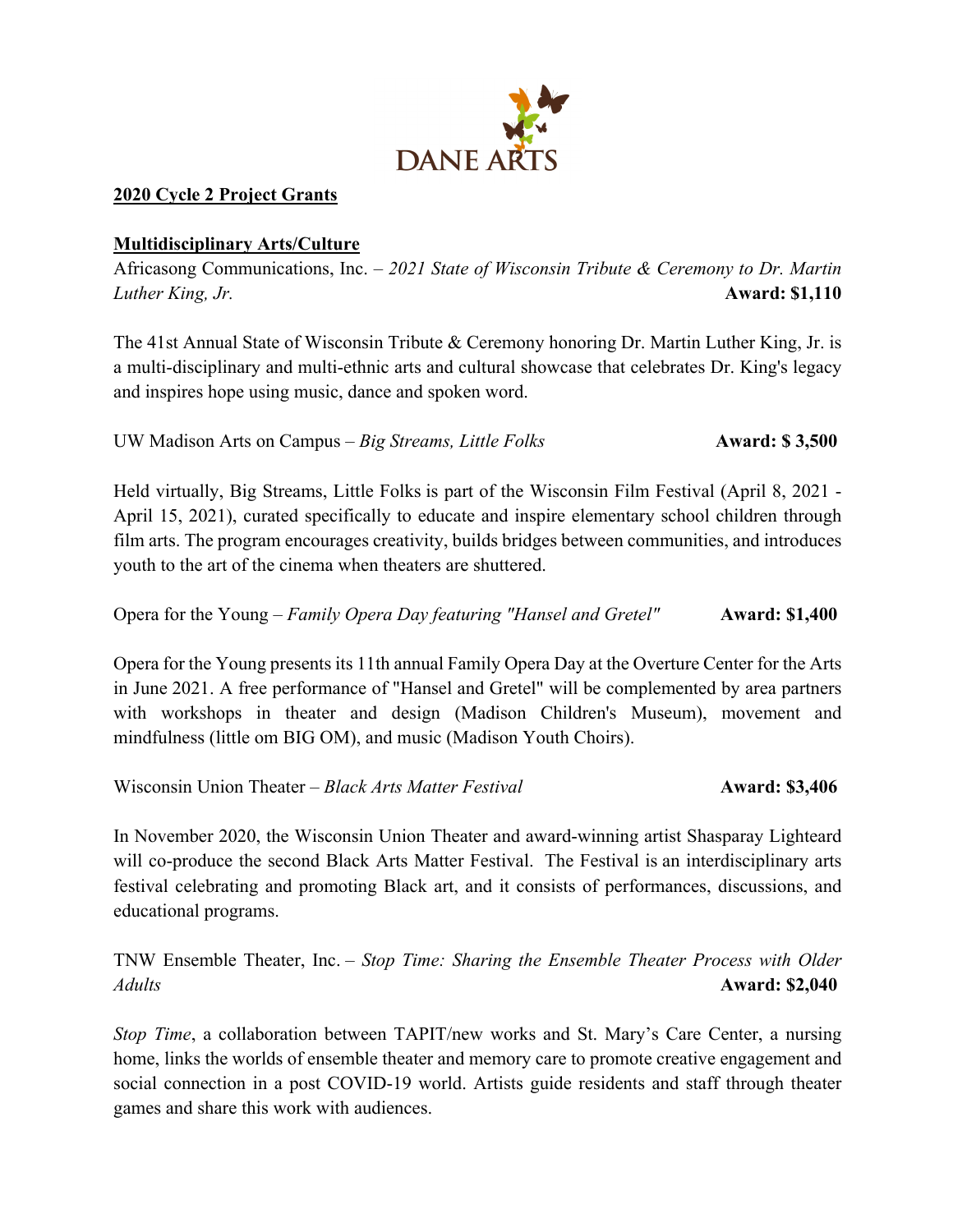DANE ARTS

**2020 Cycle 2 Project Grants**

**Multidisciplinary Arts/Culture**

Africasong Communications, Inc. – *2021 State of Wisconsin Tribute & Ceremony to Dr. Martin Luther King, Jr.* **Award: $1,110**

The 41st Annual State of Wisconsin Tribute & Ceremony honoring Dr. Martin Luther King, Jr. is a multi-disciplinary and multi-ethnic arts and cultural showcase that celebrates Dr. King's legacy and inspires hope using music, dance and spoken word.

UW Madison Arts on Campus – *Big Streams, Little Folks* **Award: $ 3,500**

Held virtually, Big Streams, Little Folks is part of the Wisconsin Film Festival (April 8, 2021 - April 15, 2021), curated specifically to educate and inspire elementary school children through film arts. The program encourages creativity, builds bridges between communities, and introduces youth to the art of the cinema when theaters are shuttered.

Opera for the Young – *Family Opera Day featuring "Hansel and Gretel"* **Award: $1,400**

Opera for the Young presents its 11th annual Family Opera Day at the Overture Center for the Arts in June 2021. A free performance of "Hansel and Gretel" will be complemented by area partners with workshops in theater and design (Madison Children's Museum), movement and mindfulness (little om BIG OM), and music (Madison Youth Choirs).

Wisconsin Union Theater – *Black Arts Matter Festival* **Award: $3,406**

In November 2020, the Wisconsin Union Theater and award-winning artist Shasparay Lighteard will co-produce the second Black Arts Matter Festival. The Festival is an interdisciplinary arts festival celebrating and promoting Black art, and it consists of performances, discussions, and educational programs.

TNW Ensemble Theater, Inc. – *Stop Time: Sharing the Ensemble Theater Process with Older Adults* **Award: $2,040**

*Stop Time*, a collaboration between TAPIT/new works and St. Mary's Care Center, a nursing home, links the worlds of ensemble theater and memory care to promote creative engagement and social connection in a post COVID-19 world. Artists guide residents and staff through theater games and share this work with audiences.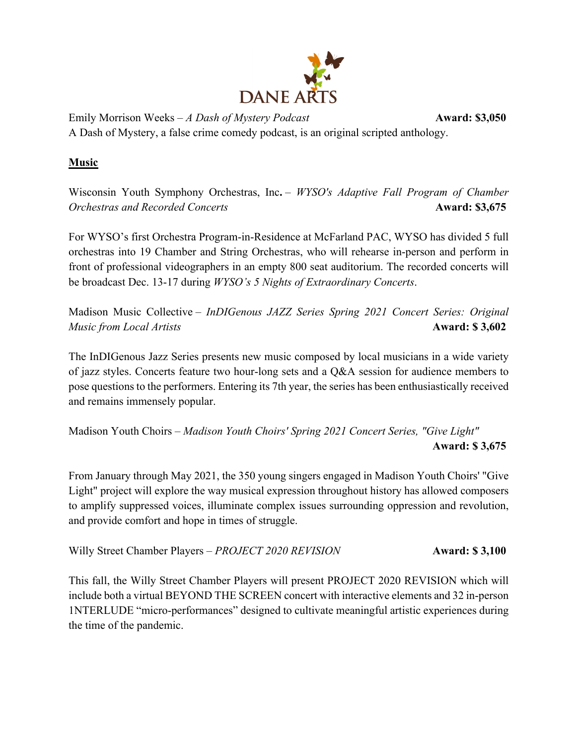Emily Morrison Weeks – *A Dash of Mystery Podcast* **Award: $3,050**

A Dash of Mystery, a false crime comedy podcast, is an original scripted anthology.

## Music

Wisconsin Youth Symphony Orchestras, Inc**.** – *WYSO's Adaptive Fall Program of Chamber Orchestras and Recorded Concerts* **Award: $3,675**

For WYSO's first Orchestra Program-in-Residence at McFarland PAC, WYSO has divided 5 full orchestras into 19 Chamber and String Orchestras, who will rehearse in-person and perform in front of professional videographers in an empty 800 seat auditorium. The recorded concerts will be broadcast Dec. 13-17 during *WYSO's 5 Nights of Extraordinary Concerts*.

Madison Music Collective – *InDIGenous JAZZ Series Spring 2021 Concert Series: Original Music from Local Artists* **Award: $ 3,602**

The InDIGenous Jazz Series presents new music composed by local musicians in a wide variety of jazz styles. Concerts feature two hour-long sets and a Q&A session for audience members to pose questions to the performers. Entering its 7th year, the series has been enthusiastically received and remains immensely popular.

Madison Youth Choirs – *Madison Youth Choirs' Spring 2021 Concert Series, "Give Light"* **Award: $ 3,675**

From January through May 2021, the 350 young singers engaged in Madison Youth Choirs' "Give Light" project will explore the way musical expression throughout history has allowed composers to amplify suppressed voices, illuminate complex issues surrounding oppression and revolution, and provide comfort and hope in times of struggle.

Willy Street Chamber Players – *PROJECT 2020 REVISION* **Award: $ 3,100**

This fall, the Willy Street Chamber Players will present PROJECT 2020 REVISION which will include both a virtual BEYOND THE SCREEN concert with interactive elements and 32 in-person 1NTERLUDE "micro-performances" designed to cultivate meaningful artistic experiences during the time of the pandemic.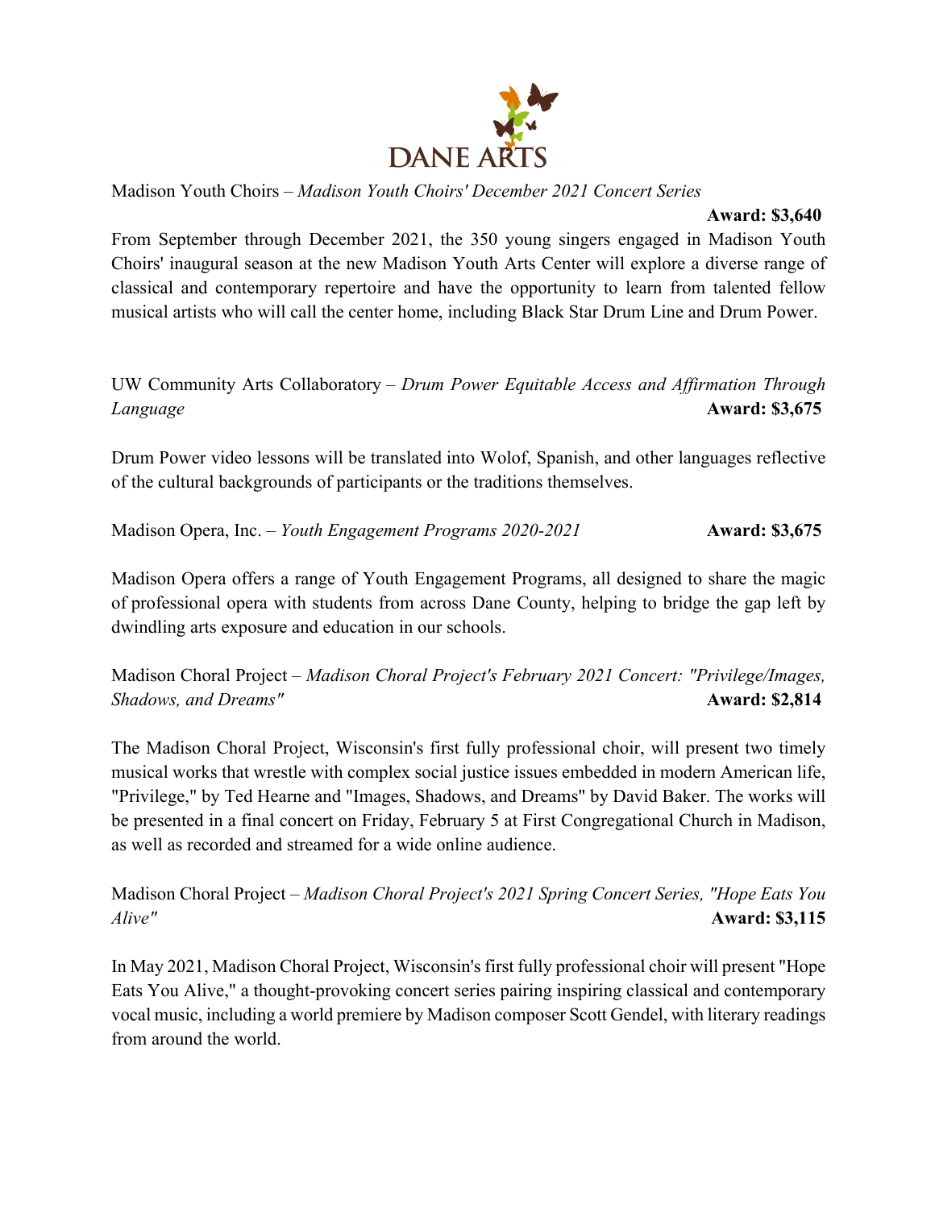DANE ARTS

Madison Youth Choirs – *Madison Youth Choirs' December 2021 Concert Series*

**Award: $3,640**

From September through December 2021, the 350 young singers engaged in Madison Youth Choirs' inaugural season at the new Madison Youth Arts Center will explore a diverse range of classical and contemporary repertoire and have the opportunity to learn from talented fellow musical artists who will call the center home, including Black Star Drum Line and Drum Power.

UW Community Arts Collaboratory – *Drum Power Equitable Access and Affirmation Through Language* **Award: $3,675**

Drum Power video lessons will be translated into Wolof, Spanish, and other languages reflective of the cultural backgrounds of participants or the traditions themselves.

Madison Opera, Inc. – *Youth Engagement Programs 2020-2021* **Award: $3,675**

Madison Opera offers a range of Youth Engagement Programs, all designed to share the magic of professional opera with students from across Dane County, helping to bridge the gap left by dwindling arts exposure and education in our schools.

Madison Choral Project – *Madison Choral Project's February 2021 Concert: "Privilege/Images, Shadows, and Dreams"* **Award: $2,814**

The Madison Choral Project, Wisconsin's first fully professional choir, will present two timely musical works that wrestle with complex social justice issues embedded in modern American life, "Privilege," by Ted Hearne and "Images, Shadows, and Dreams" by David Baker. The works will be presented in a final concert on Friday, February 5 at First Congregational Church in Madison, as well as recorded and streamed for a wide online audience.

Madison Choral Project – *Madison Choral Project's 2021 Spring Concert Series, "Hope Eats You Alive"* **Award: $3,115**

In May 2021, Madison Choral Project, Wisconsin's first fully professional choir will present "Hope Eats You Alive," a thought-provoking concert series pairing inspiring classical and contemporary vocal music, including a world premiere by Madison composer Scott Gendel, with literary readings from around the world.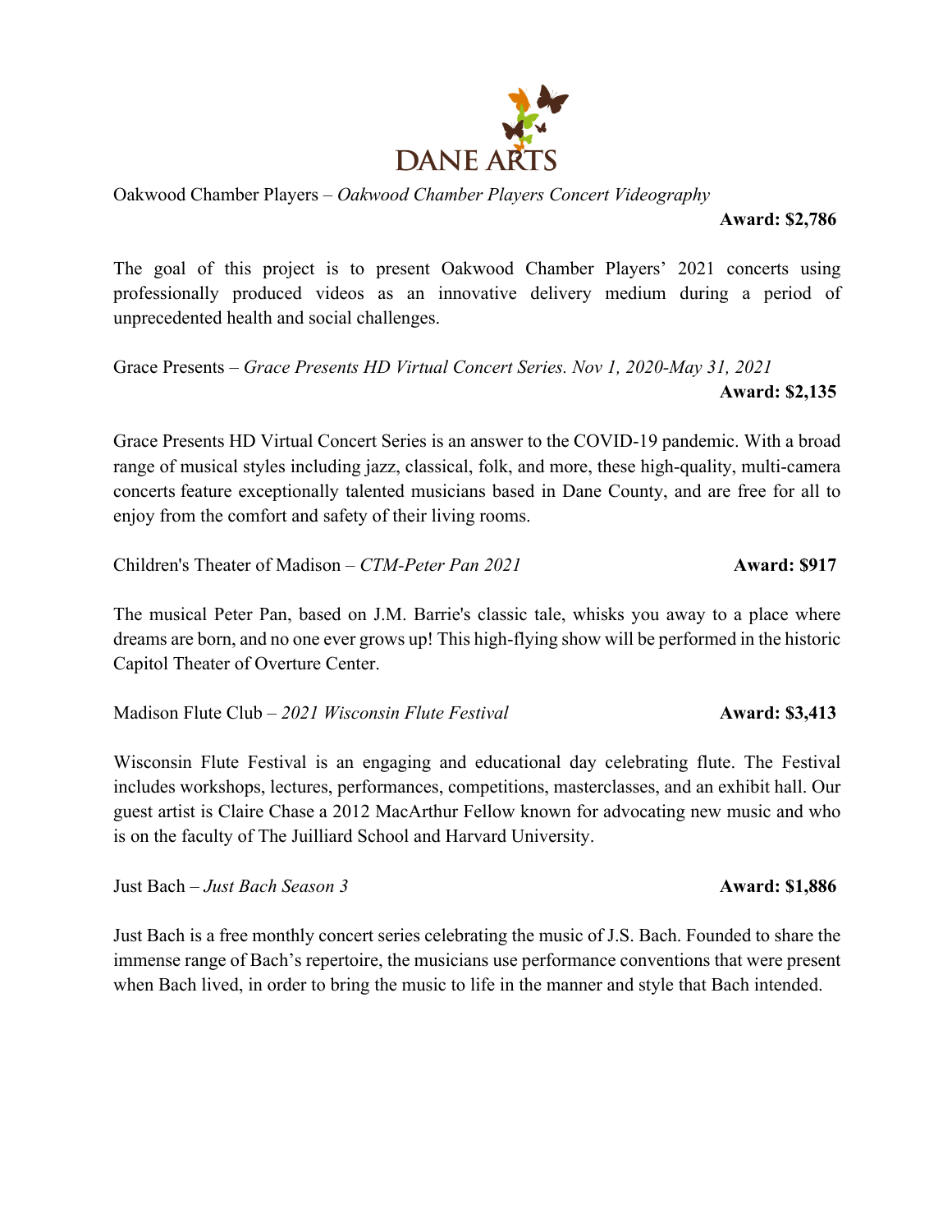DANE ARTS

Oakwood Chamber Players – *Oakwood Chamber Players Concert Videography*

**Award: $2,786**

The goal of this project is to present Oakwood Chamber Players' 2021 concerts using professionally produced videos as an innovative delivery medium during a period of unprecedented health and social challenges.

Grace Presents – *Grace Presents HD Virtual Concert Series. Nov 1, 2020-May 31, 2021*

**Award: $2,135**

Grace Presents HD Virtual Concert Series is an answer to the COVID-19 pandemic. With a broad range of musical styles including jazz, classical, folk, and more, these high-quality, multi-camera concerts feature exceptionally talented musicians based in Dane County, and are free for all to enjoy from the comfort and safety of their living rooms.

Children's Theater of Madison – *CTM-Peter Pan 2021*

**Award: $917**

The musical Peter Pan, based on J.M. Barrie's classic tale, whisks you away to a place where dreams are born, and no one ever grows up! This high-flying show will be performed in the historic Capitol Theater of Overture Center.

Madison Flute Club – *2021 Wisconsin Flute Festival*

**Award: $3,413**

Wisconsin Flute Festival is an engaging and educational day celebrating flute. The Festival includes workshops, lectures, performances, competitions, masterclasses, and an exhibit hall. Our guest artist is Claire Chase a 2012 MacArthur Fellow known for advocating new music and who is on the faculty of The Juilliard School and Harvard University.

Just Bach – *Just Bach Season 3*

**Award: $1,886**

Just Bach is a free monthly concert series celebrating the music of J.S. Bach. Founded to share the immense range of Bach's repertoire, the musicians use performance conventions that were present when Bach lived, in order to bring the music to life in the manner and style that Bach intended.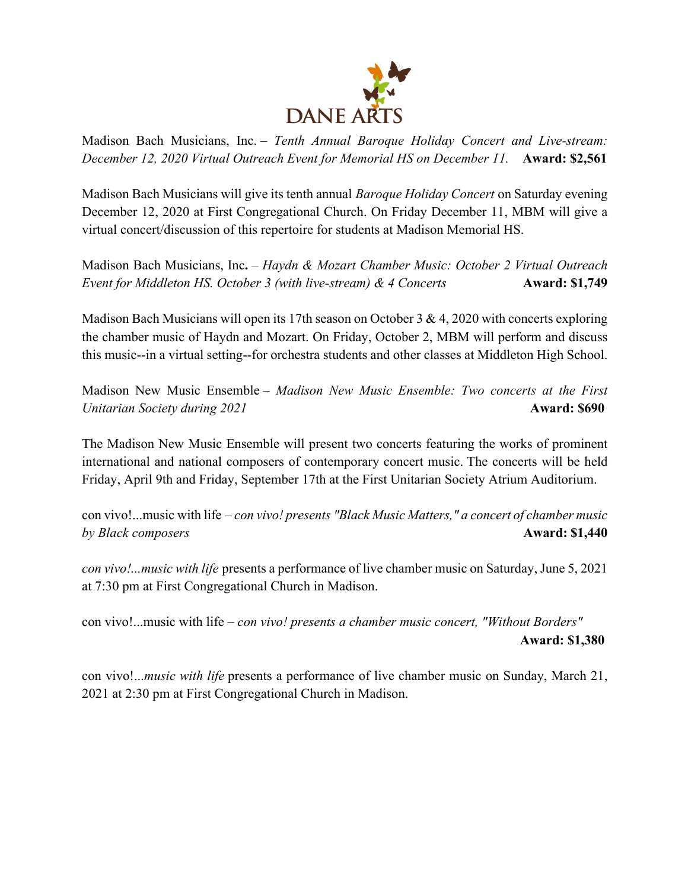DANE ARTS

Madison Bach Musicians, Inc. – *Tenth Annual Baroque Holiday Concert and Live-stream: December 12, 2020 Virtual Outreach Event for Memorial HS on December 11.* **Award: $2,561**

Madison Bach Musicians will give its tenth annual *Baroque Holiday Concert* on Saturday evening December 12, 2020 at First Congregational Church. On Friday December 11, MBM will give a virtual concert/discussion of this repertoire for students at Madison Memorial HS.

Madison Bach Musicians, Inc**.** – *Haydn & Mozart Chamber Music: October 2 Virtual Outreach Event for Middleton HS. October 3 (with live-stream) & 4 Concerts* **Award: $1,749**

Madison Bach Musicians will open its 17th season on October 3 & 4, 2020 with concerts exploring the chamber music of Haydn and Mozart. On Friday, October 2, MBM will perform and discuss this music--in a virtual setting--for orchestra students and other classes at Middleton High School.

Madison New Music Ensemble – *Madison New Music Ensemble: Two concerts at the First Unitarian Society during 2021* **Award: $690**

The Madison New Music Ensemble will present two concerts featuring the works of prominent international and national composers of contemporary concert music. The concerts will be held Friday, April 9th and Friday, September 17th at the First Unitarian Society Atrium Auditorium.

con vivo!...music with life – *con vivo! presents "Black Music Matters," a concert of chamber music by Black composers* **Award: $1,440**

*con vivo!...music with life* presents a performance of live chamber music on Saturday, June 5, 2021 at 7:30 pm at First Congregational Church in Madison.

con vivo!...music with life – *con vivo! presents a chamber music concert, "Without Borders"* **Award: $1,380**

con vivo!...*music with life* presents a performance of live chamber music on Sunday, March 21, 2021 at 2:30 pm at First Congregational Church in Madison.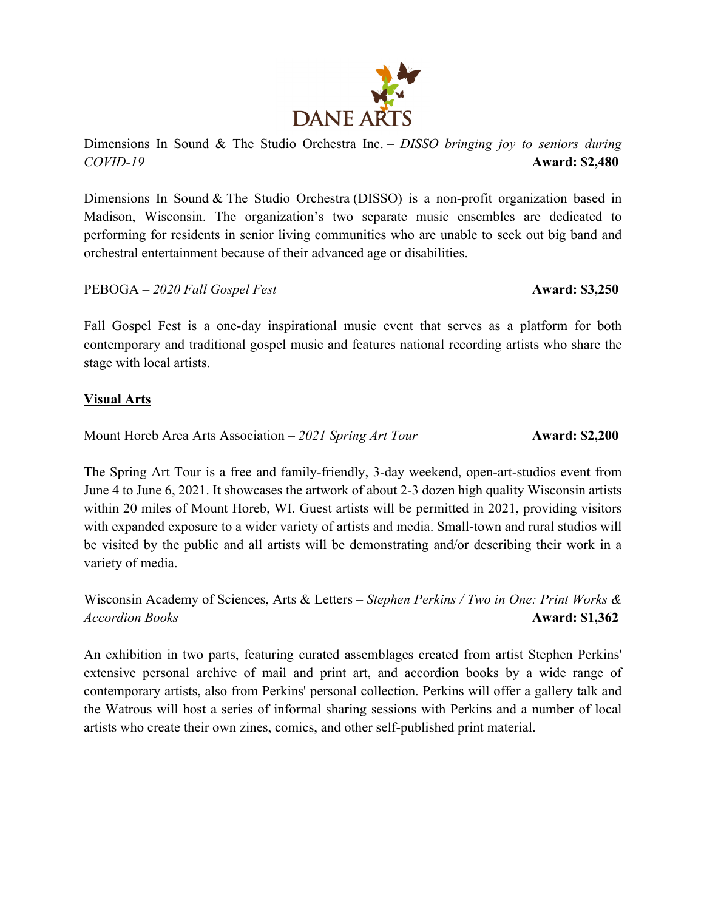Dimensions In Sound & The Studio Orchestra Inc. – *DISSO bringing joy to seniors during COVID-19* **Award: $2,480**

Dimensions In Sound & The Studio Orchestra (DISSO) is a non-profit organization based in Madison, Wisconsin. The organization's two separate music ensembles are dedicated to performing for residents in senior living communities who are unable to seek out big band and orchestral entertainment because of their advanced age or disabilities.

PEBOGA – *2020 Fall Gospel Fest* **Award: $3,250**

Fall Gospel Fest is a one-day inspirational music event that serves as a platform for both contemporary and traditional gospel music and features national recording artists who share the stage with local artists.

**Visual Arts**

Mount Horeb Area Arts Association – *2021 Spring Art Tour* **Award: $2,200**

The Spring Art Tour is a free and family-friendly, 3-day weekend, open-art-studios event from June 4 to June 6, 2021. It showcases the artwork of about 2-3 dozen high quality Wisconsin artists within 20 miles of Mount Horeb, WI. Guest artists will be permitted in 2021, providing visitors with expanded exposure to a wider variety of artists and media. Small-town and rural studios will be visited by the public and all artists will be demonstrating and/or describing their work in a variety of media.

Wisconsin Academy of Sciences, Arts & Letters – *Stephen Perkins / Two in One: Print Works & Accordion Books* **Award: $1,362**

An exhibition in two parts, featuring curated assemblages created from artist Stephen Perkins' extensive personal archive of mail and print art, and accordion books by a wide range of contemporary artists, also from Perkins' personal collection. Perkins will offer a gallery talk and the Watrous will host a series of informal sharing sessions with Perkins and a number of local artists who create their own zines, comics, and other self-published print material.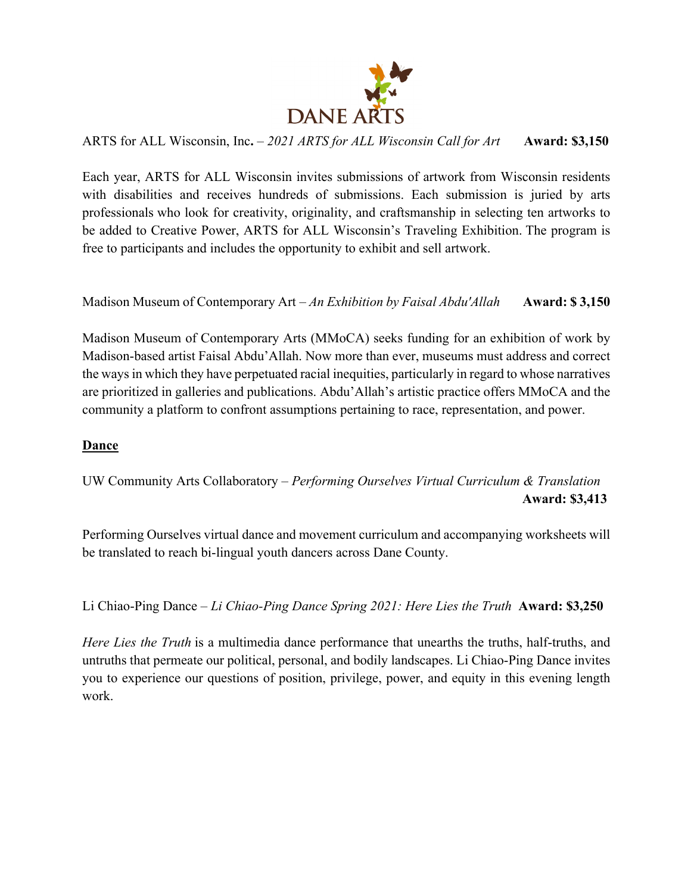DANE ARTS

ARTS for ALL Wisconsin, Inc. – *2021 ARTS for ALL Wisconsin Call for Art* **Award: $3,150**

Each year, ARTS for ALL Wisconsin invites submissions of artwork from Wisconsin residents with disabilities and receives hundreds of submissions. Each submission is juried by arts professionals who look for creativity, originality, and craftsmanship in selecting ten artworks to be added to Creative Power, ARTS for ALL Wisconsin's Traveling Exhibition. The program is free to participants and includes the opportunity to exhibit and sell artwork.

Madison Museum of Contemporary Art – *An Exhibition by Faisal Abdu'Allah* **Award: $ 3,150**

Madison Museum of Contemporary Arts (MMoCA) seeks funding for an exhibition of work by Madison-based artist Faisal Abdu'Allah. Now more than ever, museums must address and correct the ways in which they have perpetuated racial inequities, particularly in regard to whose narratives are prioritized in galleries and publications. Abdu'Allah's artistic practice offers MMoCA and the community a platform to confront assumptions pertaining to race, representation, and power.

**Dance**

UW Community Arts Collaboratory – *Performing Ourselves Virtual Curriculum & Translation* **Award: $3,413**

Performing Ourselves virtual dance and movement curriculum and accompanying worksheets will be translated to reach bi-lingual youth dancers across Dane County.

Li Chiao-Ping Dance – *Li Chiao-Ping Dance Spring 2021: Here Lies the Truth* **Award: $3,250**

*Here Lies the Truth* is a multimedia dance performance that unearths the truths, half-truths, and untruths that permeate our political, personal, and bodily landscapes. Li Chiao-Ping Dance invites you to experience our questions of position, privilege, power, and equity in this evening length work.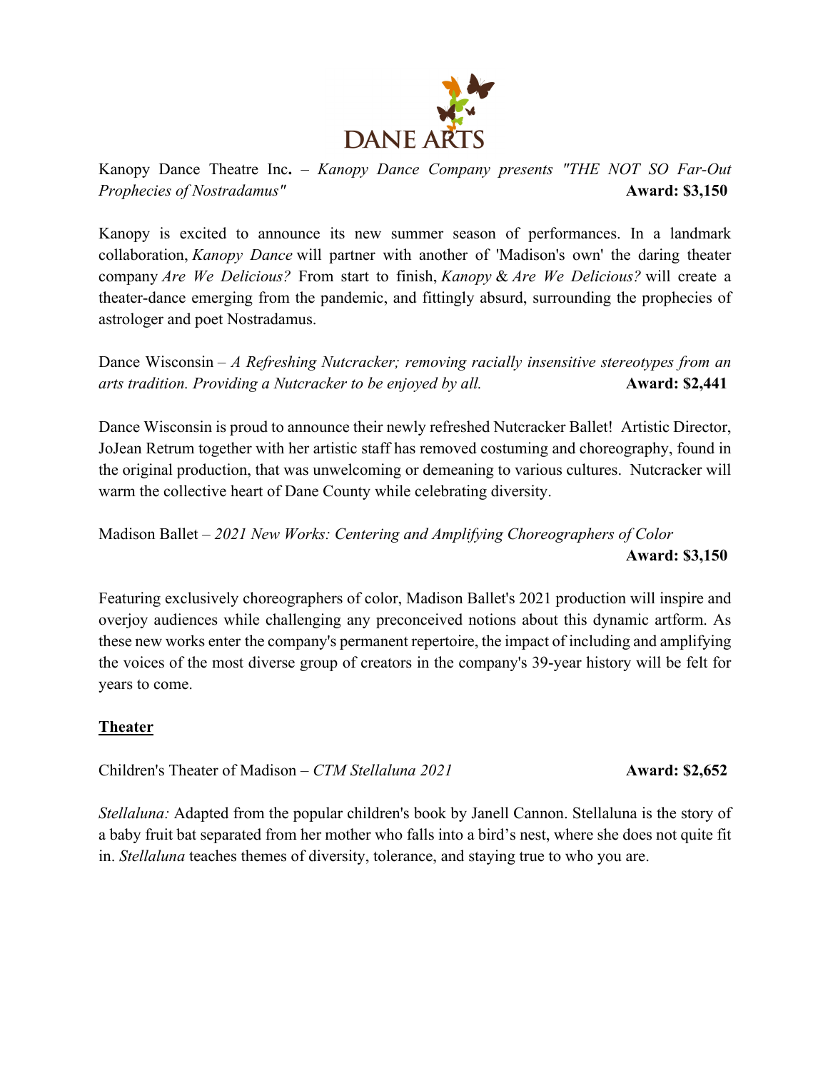Kanopy Dance Theatre Inc. – *Kanopy Dance Company presents "THE NOT SO Far-Out Prophecies of Nostradamus"* **Award: $3,150**

Kanopy is excited to announce its new summer season of performances. In a landmark collaboration, *Kanopy Dance* will partner with another of 'Madison's own' the daring theater company *Are We Delicious?* From start to finish, *Kanopy* & *Are We Delicious?* will create a theater-dance emerging from the pandemic, and fittingly absurd, surrounding the prophecies of astrologer and poet Nostradamus.

Dance Wisconsin – *A Refreshing Nutcracker; removing racially insensitive stereotypes from an arts tradition. Providing a Nutcracker to be enjoyed by all.* **Award: $2,441**

Dance Wisconsin is proud to announce their newly refreshed Nutcracker Ballet! Artistic Director, JoJean Retrum together with her artistic staff has removed costuming and choreography, found in the original production, that was unwelcoming or demeaning to various cultures. Nutcracker will warm the collective heart of Dane County while celebrating diversity.

Madison Ballet – *2021 New Works: Centering and Amplifying Choreographers of Color* **Award: $3,150**

Featuring exclusively choreographers of color, Madison Ballet's 2021 production will inspire and overjoy audiences while challenging any preconceived notions about this dynamic artform. As these new works enter the company's permanent repertoire, the impact of including and amplifying the voices of the most diverse group of creators in the company's 39-year history will be felt for years to come.

## Theater

Children's Theater of Madison – *CTM Stellaluna 2021* **Award: $2,652**

*Stellaluna:* Adapted from the popular children's book by Janell Cannon. Stellaluna is the story of a baby fruit bat separated from her mother who falls into a bird's nest, where she does not quite fit in. *Stellaluna* teaches themes of diversity, tolerance, and staying true to who you are.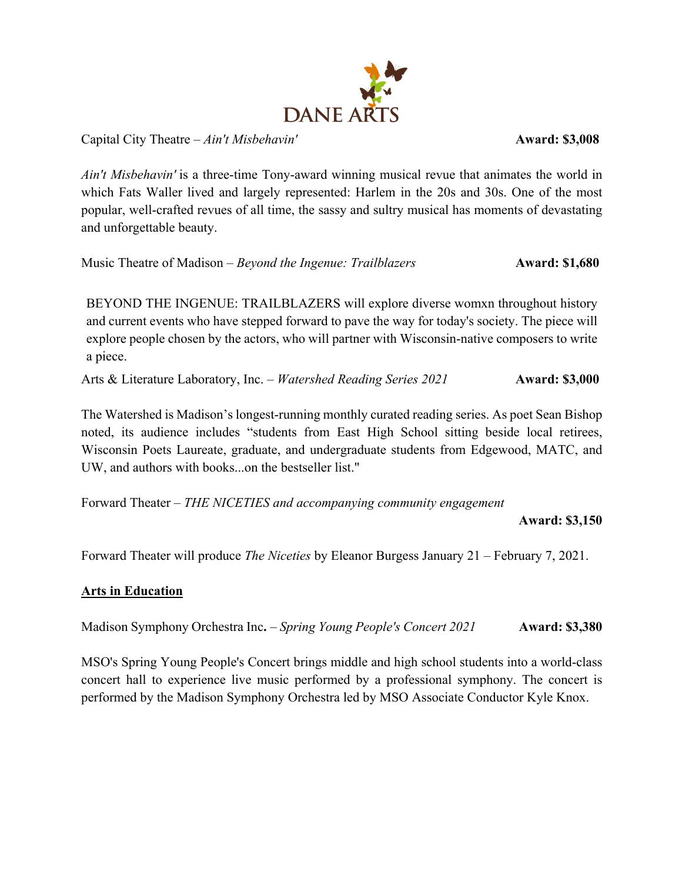Capital City Theatre – *Ain't Misbehavin'* **Award: $3,008**

*Ain't Misbehavin'* is a three-time Tony-award winning musical revue that animates the world in which Fats Waller lived and largely represented: Harlem in the 20s and 30s. One of the most popular, well-crafted revues of all time, the sassy and sultry musical has moments of devastating and unforgettable beauty.

Music Theatre of Madison – *Beyond the Ingenue: Trailblazers* **Award: $1,680**

BEYOND THE INGENUE: TRAILBLAZERS will explore diverse womxn throughout history and current events who have stepped forward to pave the way for today's society. The piece will explore people chosen by the actors, who will partner with Wisconsin-native composers to write a piece.

Arts & Literature Laboratory, Inc. – *Watershed Reading Series 2021* **Award: $3,000**

The Watershed is Madison's longest-running monthly curated reading series. As poet Sean Bishop noted, its audience includes "students from East High School sitting beside local retirees, Wisconsin Poets Laureate, graduate, and undergraduate students from Edgewood, MATC, and UW, and authors with books...on the bestseller list."

Forward Theater – *THE NICETIES and accompanying community engagement*

**Award: $3,150**

Forward Theater will produce *The Niceties* by Eleanor Burgess January 21 – February 7, 2021.

## Arts in Education

Madison Symphony Orchestra Inc**.** – *Spring Young People's Concert 2021* **Award: $3,380**

MSO's Spring Young People's Concert brings middle and high school students into a world-class concert hall to experience live music performed by a professional symphony. The concert is performed by the Madison Symphony Orchestra led by MSO Associate Conductor Kyle Knox.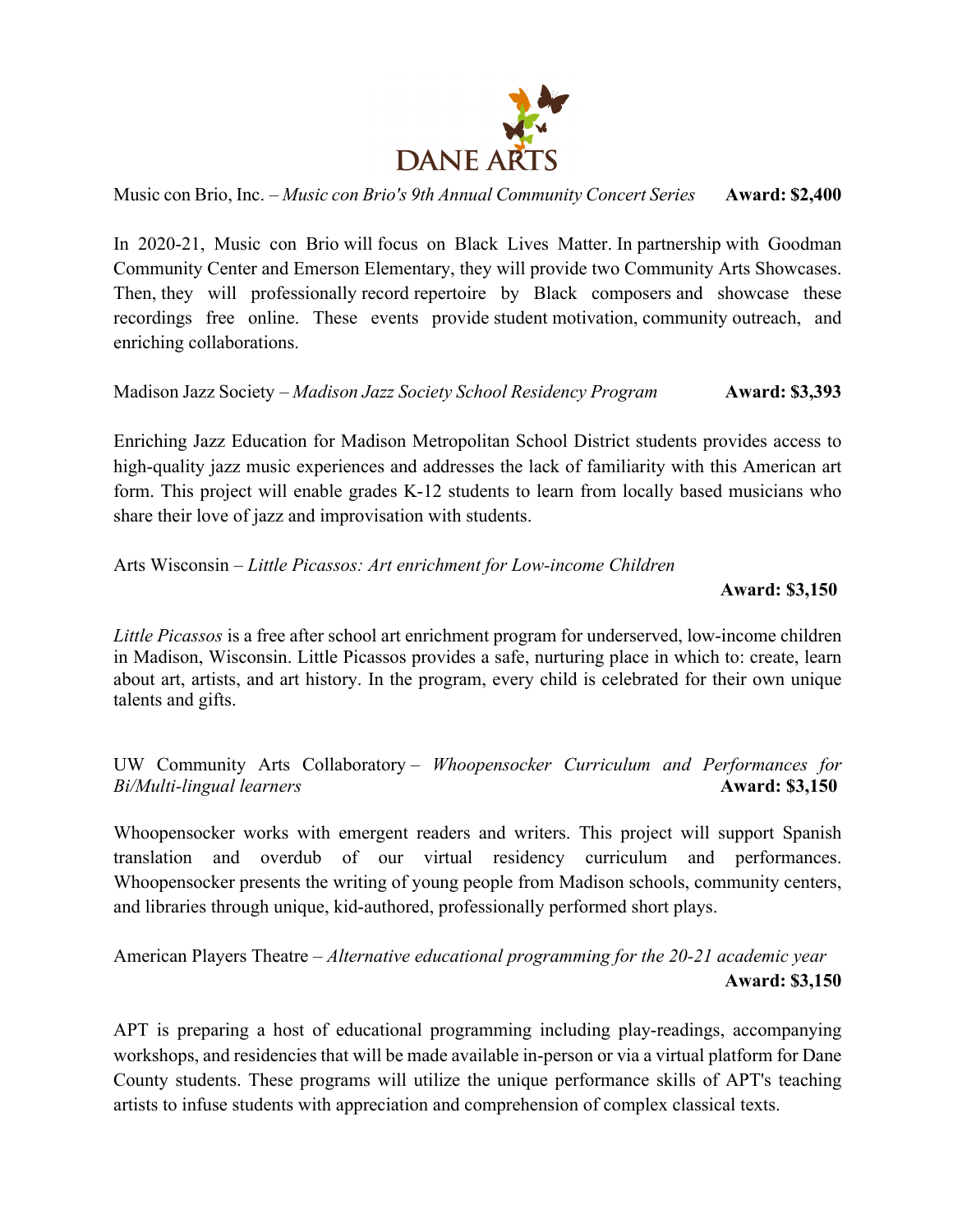DANE ARTS

Music con Brio, Inc. – *Music con Brio's 9th Annual Community Concert Series* **Award: $2,400**

In 2020-21, Music con Brio will focus on Black Lives Matter. In partnership with Goodman Community Center and Emerson Elementary, they will provide two Community Arts Showcases. Then, they will professionally record repertoire by Black composers and showcase these recordings free online. These events provide student motivation, community outreach, and enriching collaborations.

Madison Jazz Society – *Madison Jazz Society School Residency Program* **Award: $3,393**

Enriching Jazz Education for Madison Metropolitan School District students provides access to high-quality jazz music experiences and addresses the lack of familiarity with this American art form. This project will enable grades K-12 students to learn from locally based musicians who share their love of jazz and improvisation with students.

Arts Wisconsin – *Little Picassos: Art enrichment for Low-income Children*

**Award: $3,150**

*Little Picassos* is a free after school art enrichment program for underserved, low-income children in Madison, Wisconsin. Little Picassos provides a safe, nurturing place in which to: create, learn about art, artists, and art history. In the program, every child is celebrated for their own unique talents and gifts.

UW Community Arts Collaboratory – *Whoopensocker Curriculum and Performances for Bi/Multi-lingual learners* **Award: $3,150**

Whoopensocker works with emergent readers and writers. This project will support Spanish translation and overdub of our virtual residency curriculum and performances. Whoopensocker presents the writing of young people from Madison schools, community centers, and libraries through unique, kid-authored, professionally performed short plays.

American Players Theatre – *Alternative educational programming for the 20-21 academic year*

**Award: $3,150**

APT is preparing a host of educational programming including play-readings, accompanying workshops, and residencies that will be made available in-person or via a virtual platform for Dane County students. These programs will utilize the unique performance skills of APT's teaching artists to infuse students with appreciation and comprehension of complex classical texts.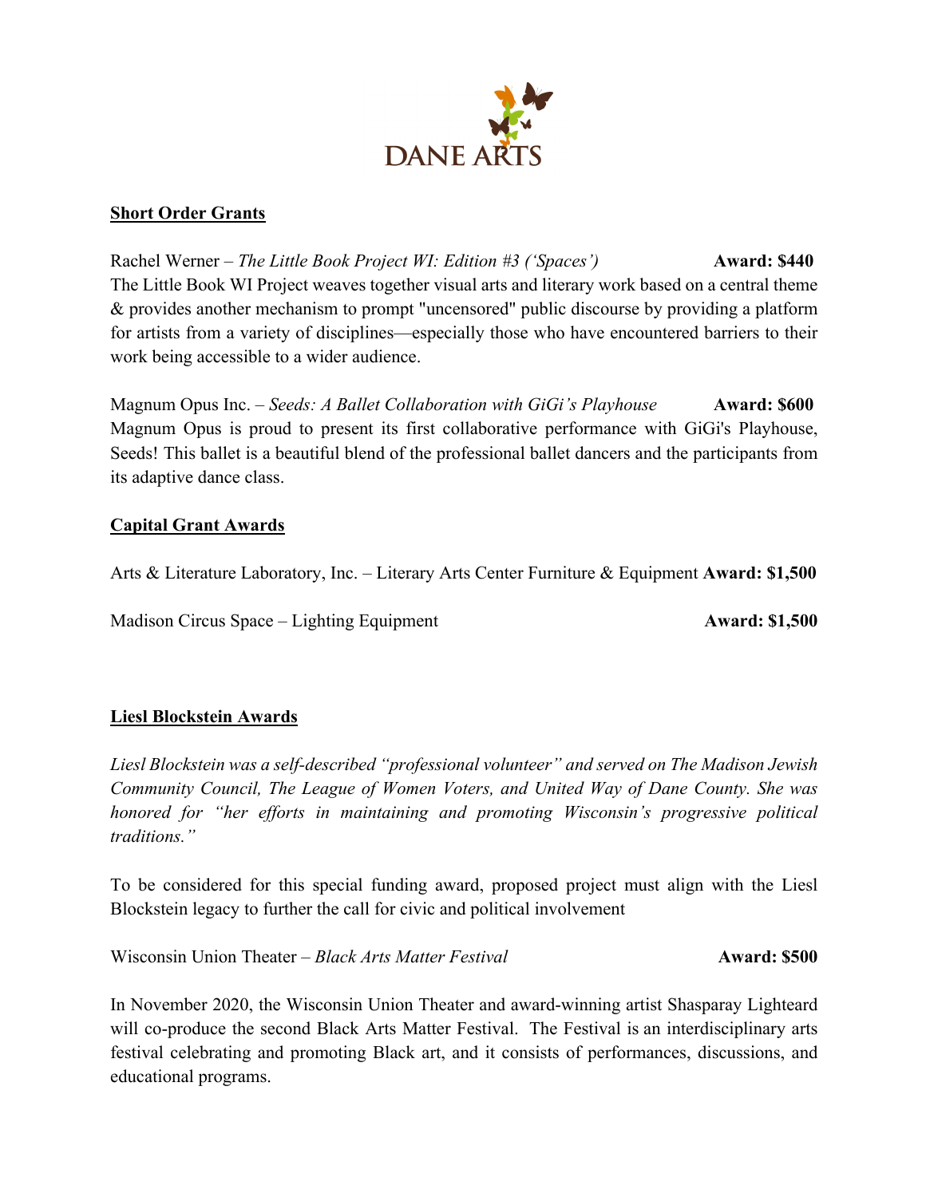DANE ARTS

**Short Order Grants**

Rachel Werner – *The Little Book Project WI: Edition #3 ('Spaces')* **Award: $440**
The Little Book WI Project weaves together visual arts and literary work based on a central theme & provides another mechanism to prompt "uncensored" public discourse by providing a platform for artists from a variety of disciplines—especially those who have encountered barriers to their work being accessible to a wider audience.

Magnum Opus Inc. – *Seeds: A Ballet Collaboration with GiGi's Playhouse* **Award: $600**
Magnum Opus is proud to present its first collaborative performance with GiGi's Playhouse, Seeds! This ballet is a beautiful blend of the professional ballet dancers and the participants from its adaptive dance class.

**Capital Grant Awards**

Arts & Literature Laboratory, Inc. – Literary Arts Center Furniture & Equipment **Award: $1,500**

Madison Circus Space – Lighting Equipment **Award: $1,500**

**Liesl Blockstein Awards**

*Liesl Blockstein was a self-described "professional volunteer" and served on The Madison Jewish Community Council, The League of Women Voters, and United Way of Dane County. She was honored for "her efforts in maintaining and promoting Wisconsin's progressive political traditions."*

To be considered for this special funding award, proposed project must align with the Liesl Blockstein legacy to further the call for civic and political involvement

Wisconsin Union Theater – *Black Arts Matter Festival* **Award: $500**

In November 2020, the Wisconsin Union Theater and award-winning artist Shasparay Lighteard will co-produce the second Black Arts Matter Festival. The Festival is an interdisciplinary arts festival celebrating and promoting Black art, and it consists of performances, discussions, and educational programs.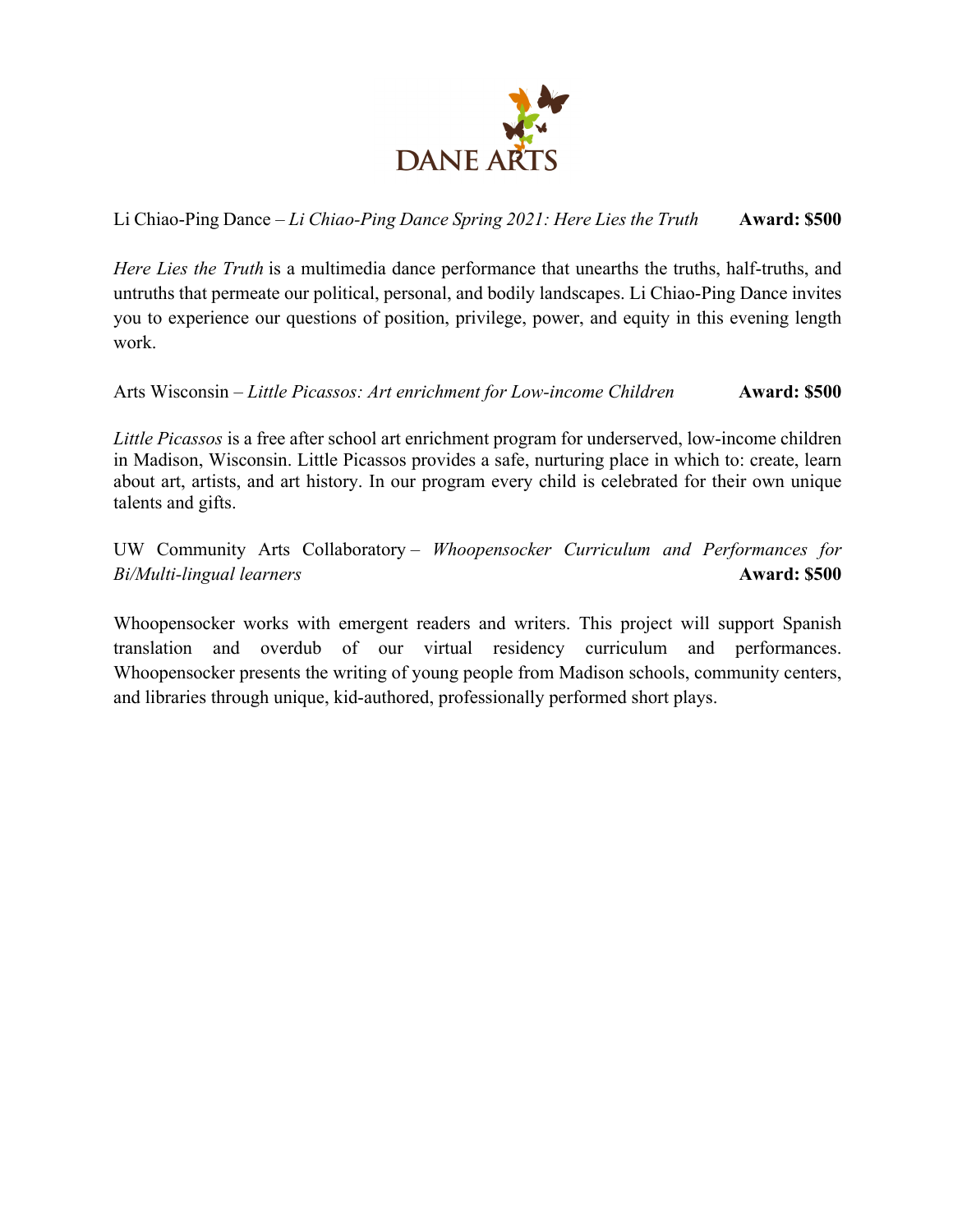DANE ARTS

Li Chiao-Ping Dance – *Li Chiao-Ping Dance Spring 2021: Here Lies the Truth* **Award: $500**

*Here Lies the Truth* is a multimedia dance performance that unearths the truths, half-truths, and untruths that permeate our political, personal, and bodily landscapes. Li Chiao-Ping Dance invites you to experience our questions of position, privilege, power, and equity in this evening length work.

Arts Wisconsin – *Little Picassos: Art enrichment for Low-income Children* **Award: $500**

*Little Picassos* is a free after school art enrichment program for underserved, low-income children in Madison, Wisconsin. Little Picassos provides a safe, nurturing place in which to: create, learn about art, artists, and art history. In our program every child is celebrated for their own unique talents and gifts.

UW Community Arts Collaboratory – *Whoopensocker Curriculum and Performances for Bi/Multi-lingual learners* **Award: $500**

Whoopensocker works with emergent readers and writers. This project will support Spanish translation and overdub of our virtual residency curriculum and performances. Whoopensocker presents the writing of young people from Madison schools, community centers, and libraries through unique, kid-authored, professionally performed short plays.